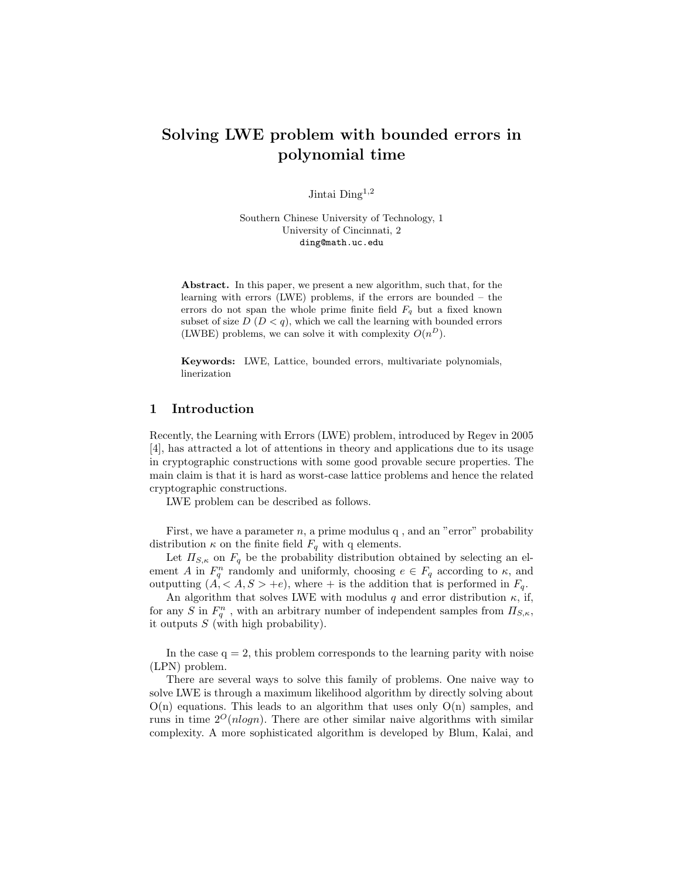# Solving LWE problem with bounded errors in polynomial time

Jintai Ding[1,2]

Southern Chinese University of Technology, 1
University of Cincinnati, 2
ding@math.uc.edu

**Abstract.** In this paper, we present a new algorithm, such that, for the learning with errors (LWE) problems, if the errors are bounded – the errors do not span the whole prime finite field $F_q$ but a fixed known subset of size $D$ ($D < q$), which we call the learning with bounded errors (LWBE) problems, we can solve it with complexity $O(n^D)$.

**Keywords:** LWE, Lattice, bounded errors, multivariate polynomials, linerization

## 1 Introduction

Recently, the Learning with Errors (LWE) problem, introduced by Regev in 2005 [4], has attracted a lot of attentions in theory and applications due to its usage in cryptographic constructions with some good provable secure properties. The main claim is that it is hard as worst-case lattice problems and hence the related cryptographic constructions.

LWE problem can be described as follows.

First, we have a parameter $n$, a prime modulus q , and an "error" probability distribution $\kappa$ on the finite field $F_q$ with q elements.

Let $\Pi_{S,\kappa}$ on $F_q$ be the probability distribution obtained by selecting an element $A$ in $F_q^n$ randomly and uniformly, choosing $e \in F_q$ according to $\kappa$, and outputting $(A, < A, S > +e)$, where $+$ is the addition that is performed in $F_q$.

An algorithm that solves LWE with modulus $q$ and error distribution $\kappa$, if, for any $S$ in $F_q^n$ , with an arbitrary number of independent samples from $\Pi_{S,\kappa}$, it outputs $S$ (with high probability).

In the case q = 2, this problem corresponds to the learning parity with noise (LPN) problem.

There are several ways to solve this family of problems. One naive way to solve LWE is through a maximum likelihood algorithm by directly solving about O(n) equations. This leads to an algorithm that uses only O(n) samples, and runs in time $2^O(nlogn)$. There are other similar naive algorithms with similar complexity. A more sophisticated algorithm is developed by Blum, Kalai, and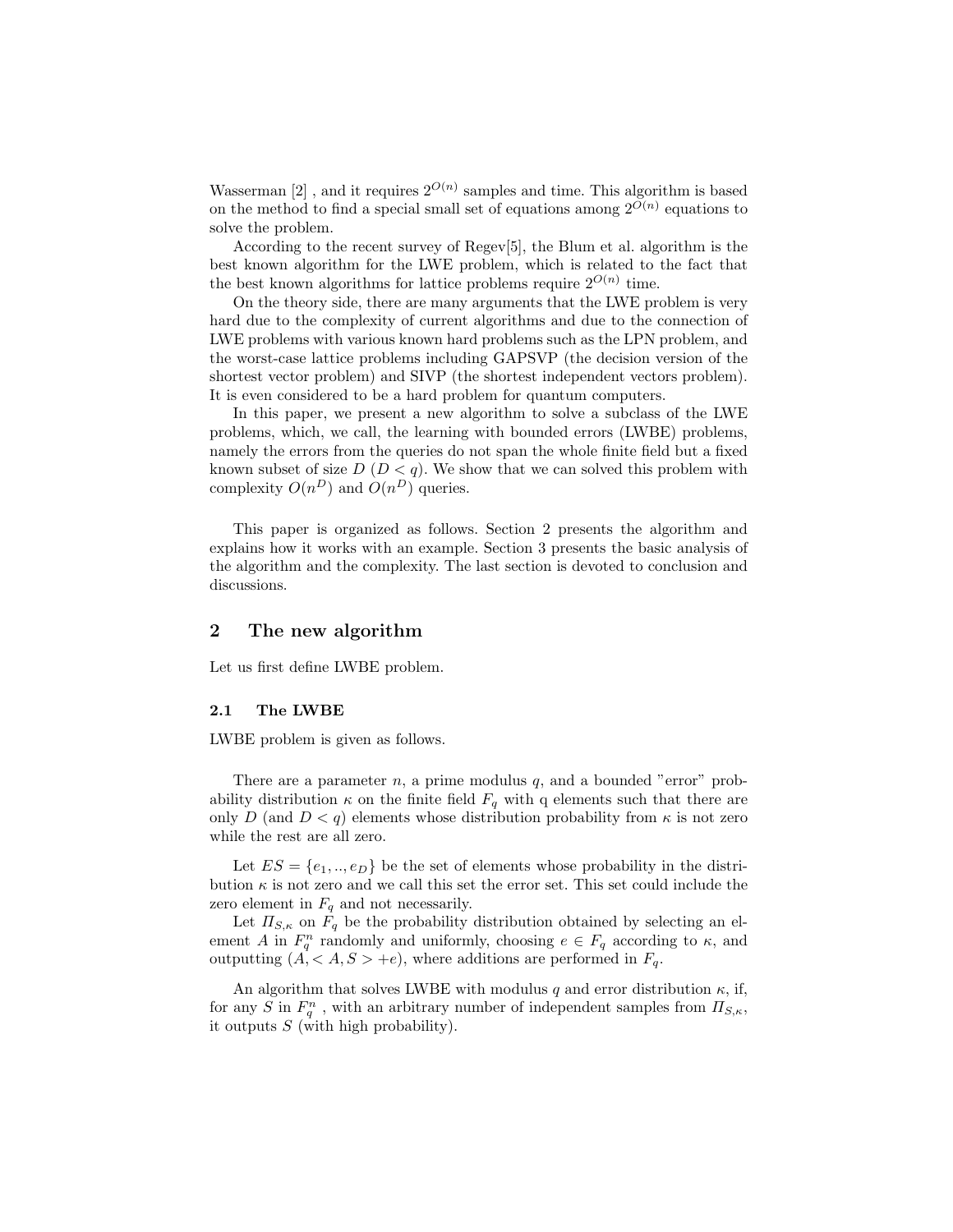Wasserman [2] , and it requires $2^{O(n)}$ samples and time. This algorithm is based on the method to find a special small set of equations among $2^{O(n)}$ equations to solve the problem.

According to the recent survey of Regev[5], the Blum et al. algorithm is the best known algorithm for the LWE problem, which is related to the fact that the best known algorithms for lattice problems require $2^{O(n)}$ time.

On the theory side, there are many arguments that the LWE problem is very hard due to the complexity of current algorithms and due to the connection of LWE problems with various known hard problems such as the LPN problem, and the worst-case lattice problems including GAPSVP (the decision version of the shortest vector problem) and SIVP (the shortest independent vectors problem). It is even considered to be a hard problem for quantum computers.

In this paper, we present a new algorithm to solve a subclass of the LWE problems, which, we call, the learning with bounded errors (LWBE) problems, namely the errors from the queries do not span the whole finite field but a fixed known subset of size $D$ ($D < q$). We show that we can solved this problem with complexity $O(n^D)$ and $O(n^D)$ queries.

This paper is organized as follows. Section 2 presents the algorithm and explains how it works with an example. Section 3 presents the basic analysis of the algorithm and the complexity. The last section is devoted to conclusion and discussions.

## 2 The new algorithm

Let us first define LWBE problem.

### 2.1 The LWBE

LWBE problem is given as follows.

There are a parameter $n$, a prime modulus $q$, and a bounded "error" probability distribution $\kappa$ on the finite field $F_q$ with q elements such that there are only $D$ (and $D < q$) elements whose distribution probability from $\kappa$ is not zero while the rest are all zero.

Let $ES = \{e_1, .., e_D\}$ be the set of elements whose probability in the distribution $\kappa$ is not zero and we call this set the error set. This set could include the zero element in $F_q$ and not necessarily.

Let $\Pi_{S,\kappa}$ on $F_q$ be the probability distribution obtained by selecting an element $A$ in $F_q^n$ randomly and uniformly, choosing $e \in F_q$ according to $\kappa$, and outputting $(A, < A, S > +e)$, where additions are performed in $F_q$.

An algorithm that solves LWBE with modulus $q$ and error distribution $\kappa$, if, for any $S$ in $F_q^n$ , with an arbitrary number of independent samples from $\Pi_{S,\kappa}$, it outputs $S$ (with high probability).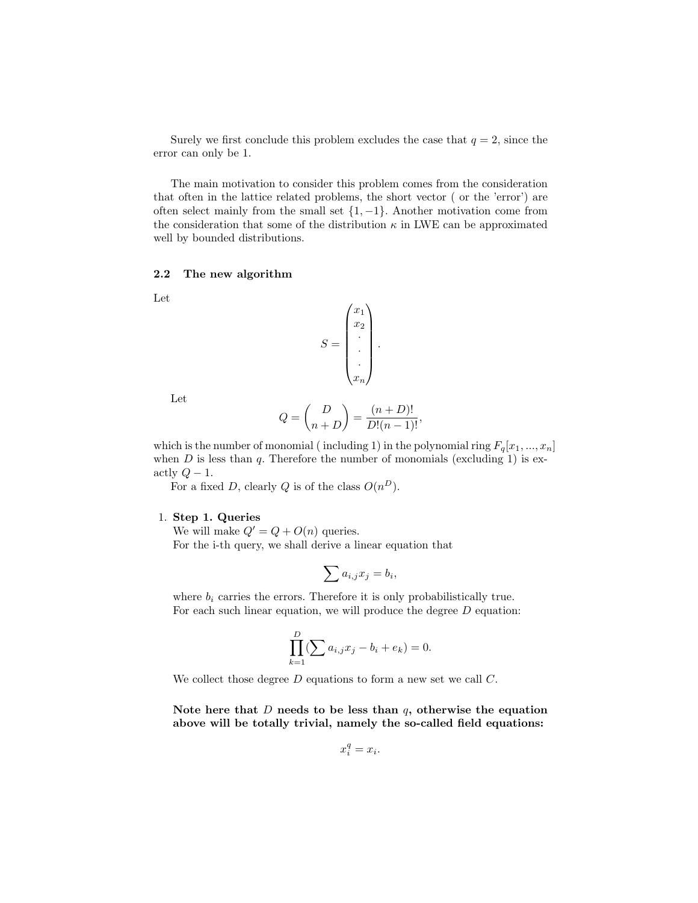Surely we first conclude this problem excludes the case that $q = 2$, since the error can only be 1.

The main motivation to consider this problem comes from the consideration that often in the lattice related problems, the short vector ( or the 'error') are often select mainly from the small set $\{1, -1\}$. Another motivation come from the consideration that some of the distribution $\kappa$ in LWE can be approximated well by bounded distributions.

### 2.2 The new algorithm

Let

$$S = \begin{pmatrix} x_1 \\ x_2 \\ . \\ . \\ . \\ x_n \end{pmatrix}.$$

Let

$$Q = \begin{pmatrix} D \\ n+D \end{pmatrix} = \frac{(n+D)!}{D!(n-1)!},$$

which is the number of monomial ( including 1) in the polynomial ring $F_q[x_1, ..., x_n]$ when $D$ is less than $q$. Therefore the number of monomials (excluding 1) is exactly $Q - 1$.

For a fixed $D$, clearly $Q$ is of the class $O(n^D)$.

1. **Step 1. Queries**
   We will make $Q' = Q + O(n)$ queries.
   For the i-th query, we shall derive a linear equation that

   $$\sum a_{i,j} x_j = b_i,$$

   where $b_i$ carries the errors. Therefore it is only probabilistically true.
   For each such linear equation, we will produce the degree $D$ equation:

   $$\prod_{k=1}^{D} (\sum a_{i,j} x_j - b_i + e_k) = 0.$$

   We collect those degree $D$ equations to form a new set we call $C$.

   **Note here that $D$ needs to be less than $q$, otherwise the equation above will be totally trivial, namely the so-called field equations:**

   $$x_i^q = x_i.$$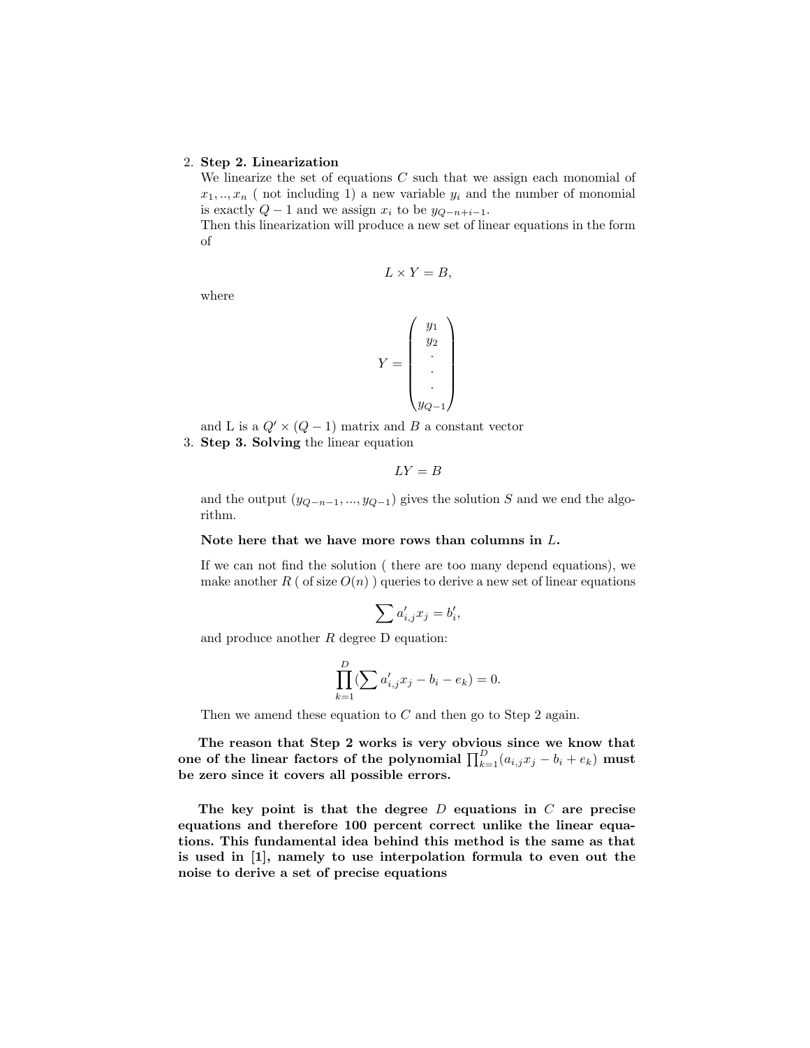2. **Step 2. Linearization**
   We linearize the set of equations $C$ such that we assign each monomial of $x_1, .., x_n$ ( not including 1) a new variable $y_i$ and the number of monomial is exactly $Q-1$ and we assign $x_i$ to be $y_{Q-n+i-1}$.
   Then this linearization will produce a new set of linear equations in the form of

$$L \times Y = B,$$

   where

$$Y = \begin{pmatrix} y_1 \\ y_2 \\ . \\ . \\ . \\ y_{Q-1} \end{pmatrix}$$

   and L is a $Q' \times (Q-1)$ matrix and $B$ a constant vector
3. **Step 3. Solving** the linear equation

$$LY = B$$

   and the output $(y_{Q-n-1}, ..., y_{Q-1})$ gives the solution $S$ and we end the algorithm.

   **Note here that we have more rows than columns in $L$.**

   If we can not find the solution ( there are too many depend equations), we make another $R$ ( of size $O(n)$ ) queries to derive a new set of linear equations

$$\sum a'_{i,j} x_j = b'_i,$$

   and produce another $R$ degree D equation:

$$\prod_{k=1}^{D} (\sum a'_{i,j} x_j - b_i - e_k) = 0.$$

   Then we amend these equation to $C$ and then go to Step 2 again.

**The reason that Step 2 works is very obvious since we know that one of the linear factors of the polynomial $\prod_{k=1}^{D}(a_{i,j}x_j - b_i + e_k)$ must be zero since it covers all possible errors.**

**The key point is that the degree $D$ equations in $C$ are precise equations and therefore 100 percent correct unlike the linear equations. This fundamental idea behind this method is the same as that is used in [1], namely to use interpolation formula to even out the noise to derive a set of precise equations**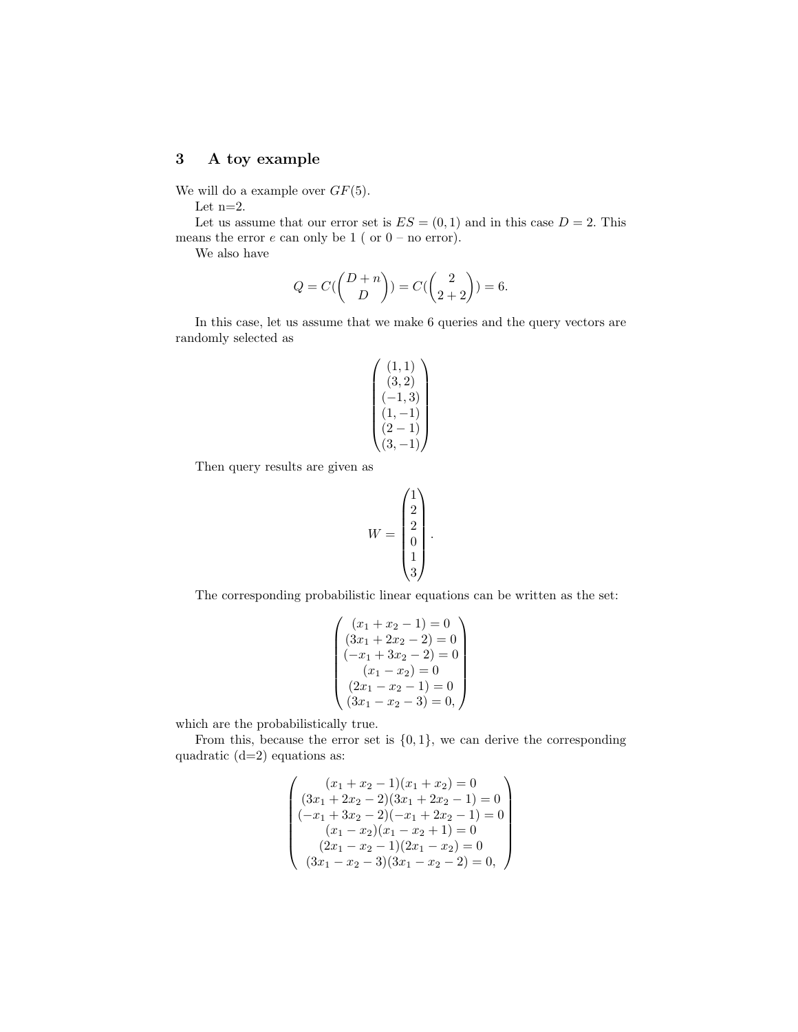## 3 A toy example

We will do a example over $GF(5)$.

Let n=2.

Let us assume that our error set is $ES = (0, 1)$ and in this case $D = 2$. This means the error $e$ can only be 1 ( or 0 – no error).

We also have

$$Q = C(\binom{D+n}{D}) = C(\binom{2}{2+2}) = 6.$$

In this case, let us assume that we make 6 queries and the query vectors are randomly selected as

$$\begin{pmatrix} (1,1) \\ (3,2) \\ (-1,3) \\ (1,-1) \\ (2-1) \\ (3,-1) \end{pmatrix}$$

Then query results are given as

$$W = \begin{pmatrix} 1 \\ 2 \\ 2 \\ 0 \\ 1 \\ 3 \end{pmatrix}.$$

The corresponding probabilistic linear equations can be written as the set:

$$\begin{pmatrix} (x_1 + x_2 - 1) = 0 \\ (3x_1 + 2x_2 - 2) = 0 \\ (-x_1 + 3x_2 - 2) = 0 \\ (x_1 - x_2) = 0 \\ (2x_1 - x_2 - 1) = 0 \\ (3x_1 - x_2 - 3) = 0, \end{pmatrix}$$

which are the probabilistically true.

From this, because the error set is $\{0, 1\}$, we can derive the corresponding quadratic (d=2) equations as:

$$\begin{pmatrix} (x_1 + x_2 - 1)(x_1 + x_2) = 0 \\ (3x_1 + 2x_2 - 2)(3x_1 + 2x_2 - 1) = 0 \\ (-x_1 + 3x_2 - 2)(-x_1 + 2x_2 - 1) = 0 \\ (x_1 - x_2)(x_1 - x_2 + 1) = 0 \\ (2x_1 - x_2 - 1)(2x_1 - x_2) = 0 \\ (3x_1 - x_2 - 3)(3x_1 - x_2 - 2) = 0, \end{pmatrix}$$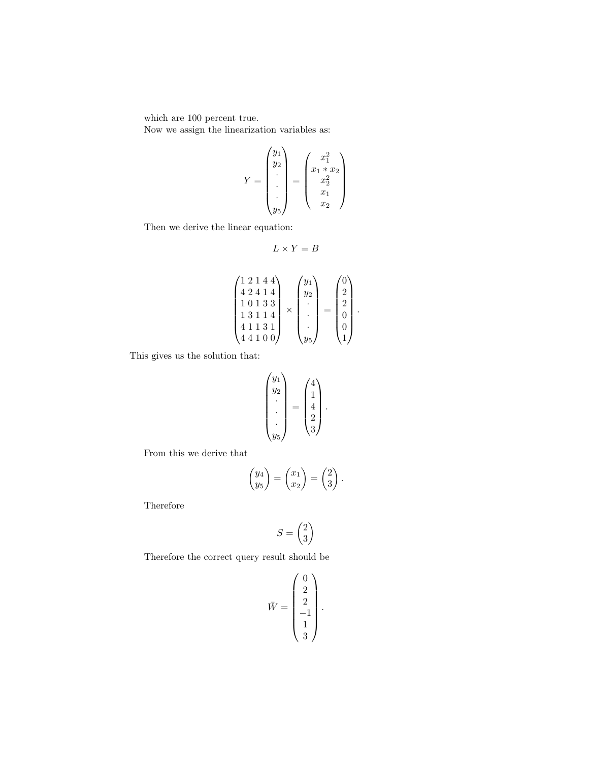which are 100 percent true.

Now we assign the linearization variables as:

$$Y = \begin{pmatrix} y_1 \\ y_2 \\ \cdot \\ \cdot \\ \cdot \\ y_5 \end{pmatrix} = \begin{pmatrix} x_1^2 \\ x_1 * x_2 \\ x_2^2 \\ x_1 \\ x_2 \end{pmatrix}$$

Then we derive the linear equation:

$$L \times Y = B$$

$$\begin{pmatrix} 1\,2\,1\,4\,4 \\ 4\,2\,4\,1\,4 \\ 1\,0\,1\,3\,3 \\ 1\,3\,1\,1\,4 \\ 4\,1\,1\,3\,1 \\ 4\,4\,1\,0\,0 \end{pmatrix} \times \begin{pmatrix} y_1 \\ y_2 \\ \cdot \\ \cdot \\ \cdot \\ y_5 \end{pmatrix} = \begin{pmatrix} 0 \\ 2 \\ 2 \\ 0 \\ 0 \\ 1 \end{pmatrix}.$$

This gives us the solution that:

$$\begin{pmatrix} y_1 \\ y_2 \\ \cdot \\ \cdot \\ \cdot \\ y_5 \end{pmatrix} = \begin{pmatrix} 4 \\ 1 \\ 4 \\ 2 \\ 3 \end{pmatrix}.$$

From this we derive that

$$\begin{pmatrix} y_4 \\ y_5 \end{pmatrix} = \begin{pmatrix} x_1 \\ x_2 \end{pmatrix} = \begin{pmatrix} 2 \\ 3 \end{pmatrix}.$$

Therefore

$$S = \begin{pmatrix} 2 \\ 3 \end{pmatrix}$$

Therefore the correct query result should be

$$\bar{W} = \begin{pmatrix} 0 \\ 2 \\ 2 \\ -1 \\ 1 \\ 3 \end{pmatrix}.$$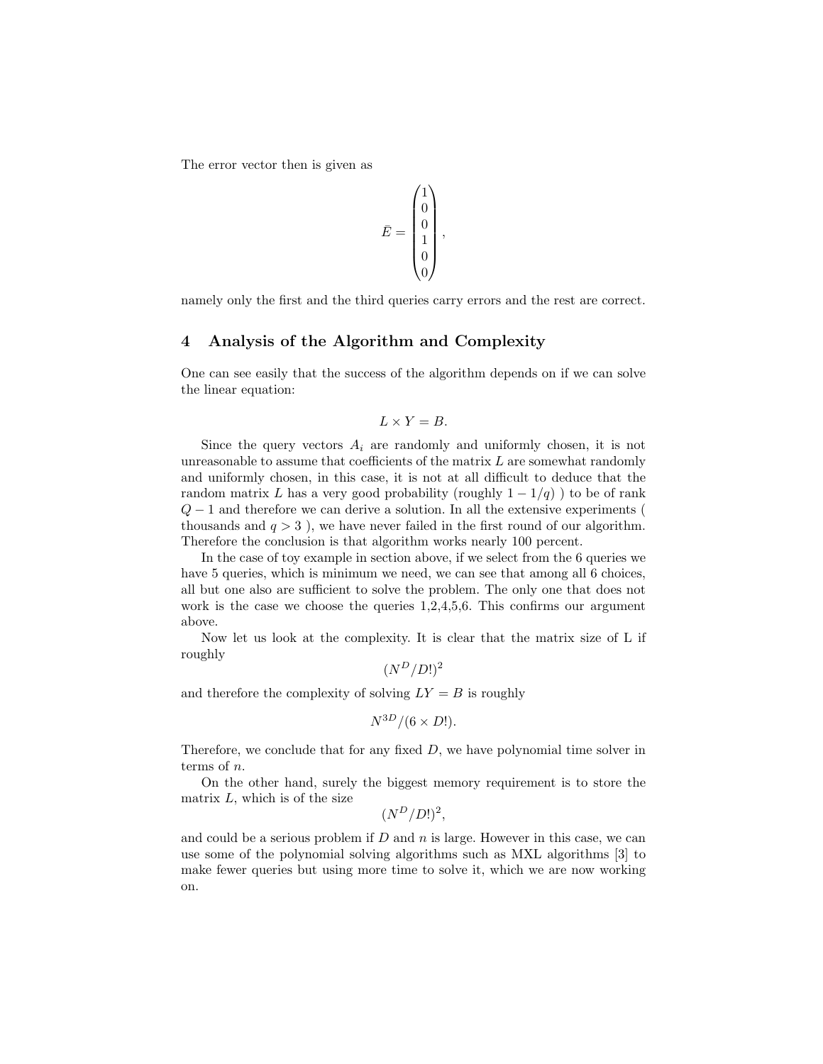The error vector then is given as

$$\bar{E} = \begin{pmatrix} 1 \\ 0 \\ 0 \\ 1 \\ 0 \\ 0 \end{pmatrix},$$

namely only the first and the third queries carry errors and the rest are correct.

## 4 Analysis of the Algorithm and Complexity

One can see easily that the success of the algorithm depends on if we can solve the linear equation:

$$L \times Y = B.$$

Since the query vectors $A_i$ are randomly and uniformly chosen, it is not unreasonable to assume that coefficients of the matrix $L$ are somewhat randomly and uniformly chosen, in this case, it is not at all difficult to deduce that the random matrix $L$ has a very good probability (roughly $1 - 1/q$) ) to be of rank $Q - 1$ and therefore we can derive a solution. In all the extensive experiments ( thousands and $q > 3$ ), we have never failed in the first round of our algorithm. Therefore the conclusion is that algorithm works nearly 100 percent.

In the case of toy example in section above, if we select from the 6 queries we have 5 queries, which is minimum we need, we can see that among all 6 choices, all but one also are sufficient to solve the problem. The only one that does not work is the case we choose the queries 1,2,4,5,6. This confirms our argument above.

Now let us look at the complexity. It is clear that the matrix size of L if roughly

$$(N^D/D!)^2$$

and therefore the complexity of solving $LY = B$ is roughly

$$N^{3D}/(6 \times D!).$$

Therefore, we conclude that for any fixed $D$, we have polynomial time solver in terms of $n$.

On the other hand, surely the biggest memory requirement is to store the matrix $L$, which is of the size

$$(N^D/D!)^2,$$

and could be a serious problem if $D$ and $n$ is large. However in this case, we can use some of the polynomial solving algorithms such as MXL algorithms [3] to make fewer queries but using more time to solve it, which we are now working on.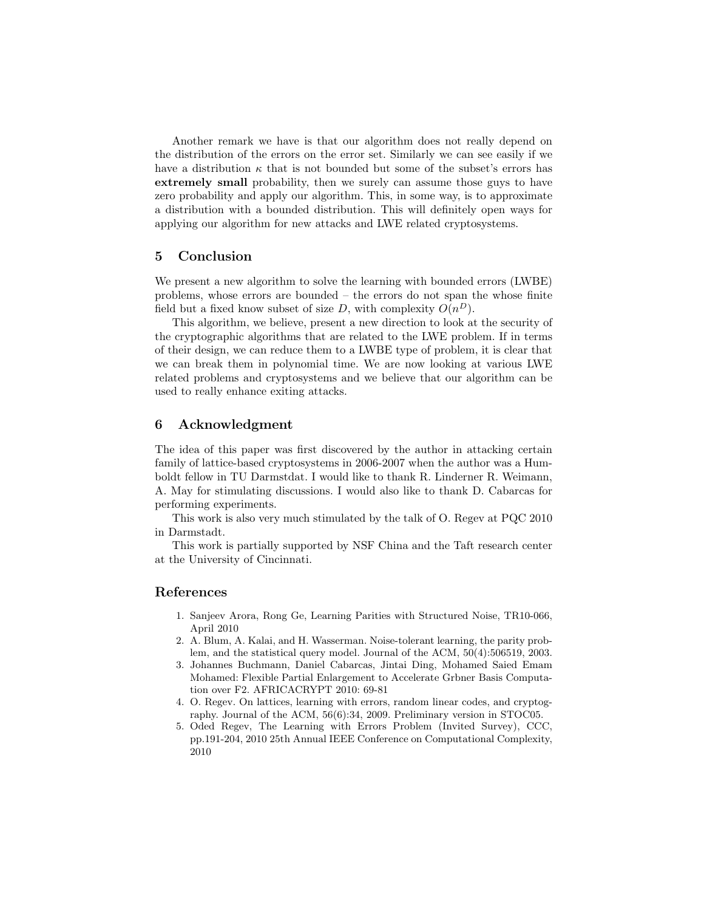Another remark we have is that our algorithm does not really depend on the distribution of the errors on the error set. Similarly we can see easily if we have a distribution $\kappa$ that is not bounded but some of the subset's errors has **extremely small** probability, then we surely can assume those guys to have zero probability and apply our algorithm. This, in some way, is to approximate a distribution with a bounded distribution. This will definitely open ways for applying our algorithm for new attacks and LWE related cryptosystems.

## 5 Conclusion

We present a new algorithm to solve the learning with bounded errors (LWBE) problems, whose errors are bounded – the errors do not span the whose finite field but a fixed know subset of size $D$, with complexity $O(n^D)$.

This algorithm, we believe, present a new direction to look at the security of the cryptographic algorithms that are related to the LWE problem. If in terms of their design, we can reduce them to a LWBE type of problem, it is clear that we can break them in polynomial time. We are now looking at various LWE related problems and cryptosystems and we believe that our algorithm can be used to really enhance exiting attacks.

## 6 Acknowledgment

The idea of this paper was first discovered by the author in attacking certain family of lattice-based cryptosystems in 2006-2007 when the author was a Humboldt fellow in TU Darmstdat. I would like to thank R. Linderner R. Weimann, A. May for stimulating discussions. I would also like to thank D. Cabarcas for performing experiments.

This work is also very much stimulated by the talk of O. Regev at PQC 2010 in Darmstadt.

This work is partially supported by NSF China and the Taft research center at the University of Cincinnati.

## References

1. Sanjeev Arora, Rong Ge, Learning Parities with Structured Noise, TR10-066, April 2010
2. A. Blum, A. Kalai, and H. Wasserman. Noise-tolerant learning, the parity problem, and the statistical query model. Journal of the ACM, 50(4):506519, 2003.
3. Johannes Buchmann, Daniel Cabarcas, Jintai Ding, Mohamed Saied Emam Mohamed: Flexible Partial Enlargement to Accelerate Grbner Basis Computation over F2. AFRICACRYPT 2010: 69-81
4. O. Regev. On lattices, learning with errors, random linear codes, and cryptography. Journal of the ACM, 56(6):34, 2009. Preliminary version in STOC05.
5. Oded Regev, The Learning with Errors Problem (Invited Survey), CCC, pp.191-204, 2010 25th Annual IEEE Conference on Computational Complexity, 2010